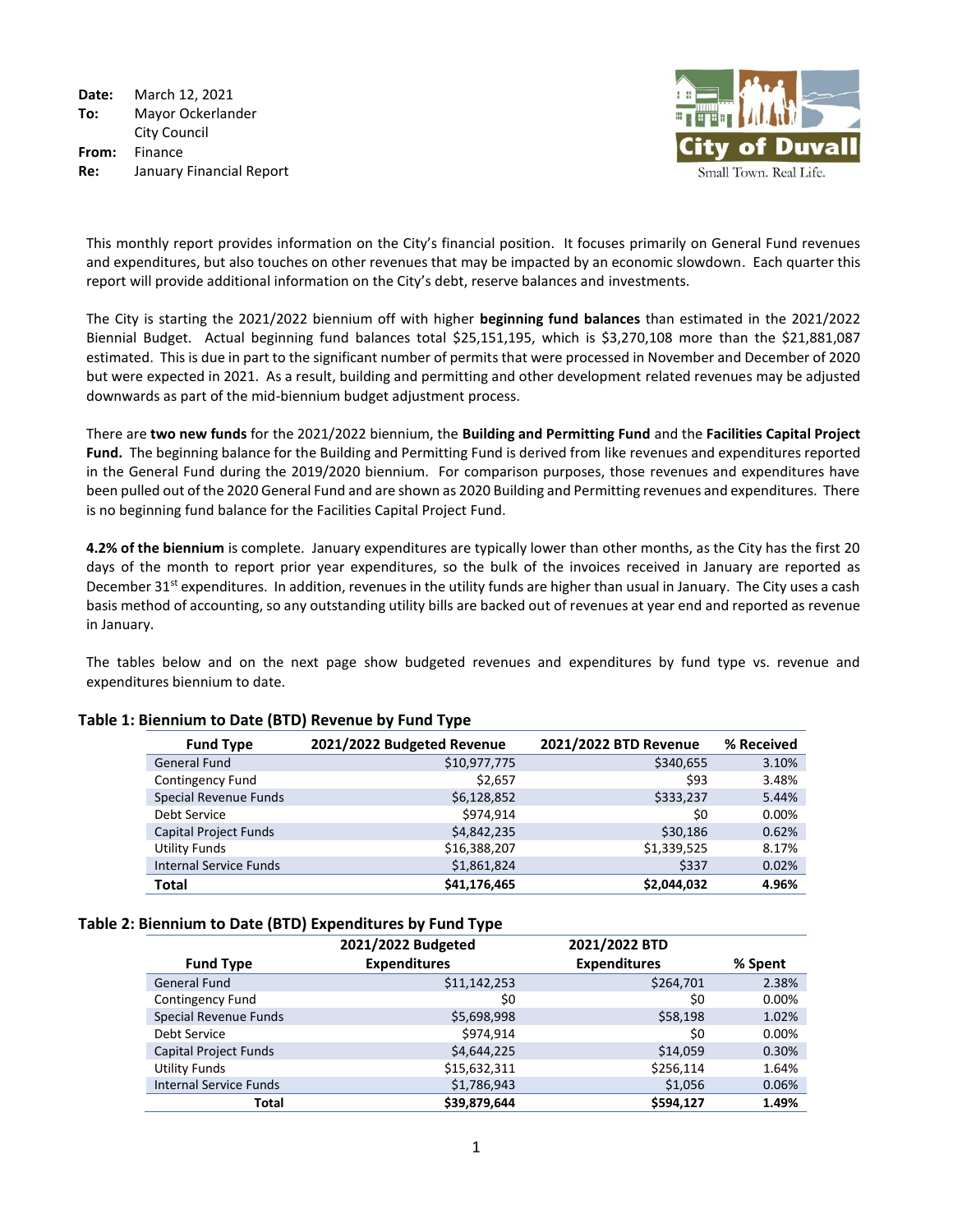**Date:** March 12, 2021
**To:** Mayor Ockerlander
City Council
**From:** Finance
**Re:** January Financial Report

City of Duvall
Small Town. Real Life.

This monthly report provides information on the City's financial position. It focuses primarily on General Fund revenues and expenditures, but also touches on other revenues that may be impacted by an economic slowdown. Each quarter this report will provide additional information on the City's debt, reserve balances and investments.

The City is starting the 2021/2022 biennium off with higher **beginning fund balances** than estimated in the 2021/2022 Biennial Budget. Actual beginning fund balances total $25,151,195, which is $3,270,108 more than the $21,881,087 estimated. This is due in part to the significant number of permits that were processed in November and December of 2020 but were expected in 2021. As a result, building and permitting and other development related revenues may be adjusted downwards as part of the mid-biennium budget adjustment process.

There are **two new funds** for the 2021/2022 biennium, the **Building and Permitting Fund** and the **Facilities Capital Project Fund.** The beginning balance for the Building and Permitting Fund is derived from like revenues and expenditures reported in the General Fund during the 2019/2020 biennium. For comparison purposes, those revenues and expenditures have been pulled out of the 2020 General Fund and are shown as 2020 Building and Permitting revenues and expenditures. There is no beginning fund balance for the Facilities Capital Project Fund.

**4.2% of the biennium** is complete. January expenditures are typically lower than other months, as the City has the first 20 days of the month to report prior year expenditures, so the bulk of the invoices received in January are reported as December 31st expenditures. In addition, revenues in the utility funds are higher than usual in January. The City uses a cash basis method of accounting, so any outstanding utility bills are backed out of revenues at year end and reported as revenue in January.

The tables below and on the next page show budgeted revenues and expenditures by fund type vs. revenue and expenditures biennium to date.

### Table 1: Biennium to Date (BTD) Revenue by Fund Type

| Fund Type | 2021/2022 Budgeted Revenue | 2021/2022 BTD Revenue | % Received |
|---|---|---|---|
| General Fund | $10,977,775 | $340,655 | 3.10% |
| Contingency Fund | $2,657 | $93 | 3.48% |
| Special Revenue Funds | $6,128,852 | $333,237 | 5.44% |
| Debt Service | $974,914 | $0 | 0.00% |
| Capital Project Funds | $4,842,235 | $30,186 | 0.62% |
| Utility Funds | $16,388,207 | $1,339,525 | 8.17% |
| Internal Service Funds | $1,861,824 | $337 | 0.02% |
| **Total** | **$41,176,465** | **$2,044,032** | **4.96%** |

### Table 2: Biennium to Date (BTD) Expenditures by Fund Type

| Fund Type | 2021/2022 Budgeted Expenditures | 2021/2022 BTD Expenditures | % Spent |
|---|---|---|---|
| General Fund | $11,142,253 | $264,701 | 2.38% |
| Contingency Fund | $0 | $0 | 0.00% |
| Special Revenue Funds | $5,698,998 | $58,198 | 1.02% |
| Debt Service | $974,914 | $0 | 0.00% |
| Capital Project Funds | $4,644,225 | $14,059 | 0.30% |
| Utility Funds | $15,632,311 | $256,114 | 1.64% |
| Internal Service Funds | $1,786,943 | $1,056 | 0.06% |
| **Total** | **$39,879,644** | **$594,127** | **1.49%** |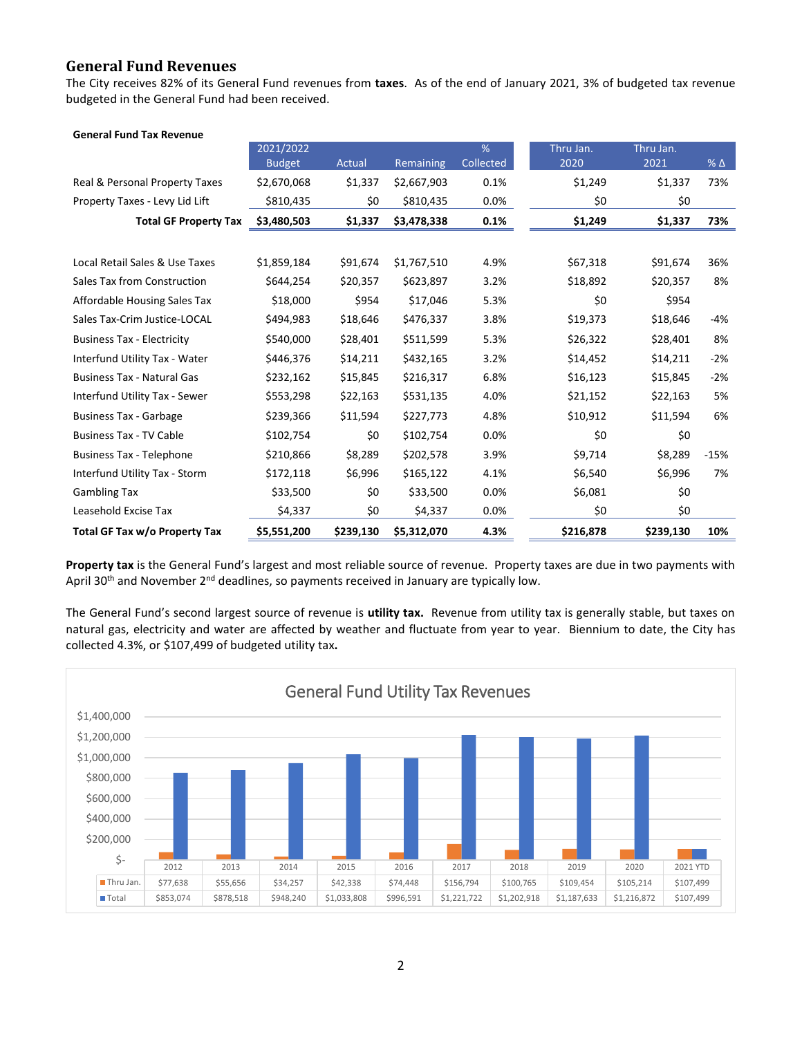## General Fund Revenues

The City receives 82% of its General Fund revenues from **taxes**. As of the end of January 2021, 3% of budgeted tax revenue budgeted in the General Fund had been received.

**General Fund Tax Revenue**

| | 2021/2022 Budget | Actual | Remaining | % Collected | Thru Jan. 2020 | Thru Jan. 2021 | % Δ |
|---|---|---|---|---|---|---|---|
| Real & Personal Property Taxes | $2,670,068 | $1,337 | $2,667,903 | 0.1% | $1,249 | $1,337 | 73% |
| Property Taxes - Levy Lid Lift | $810,435 | $0 | $810,435 | 0.0% | $0 | $0 | |
| **Total GF Property Tax** | **$3,480,503** | **$1,337** | **$3,478,338** | **0.1%** | **$1,249** | **$1,337** | **73%** |
| | | | | | | | |
| Local Retail Sales & Use Taxes | $1,859,184 | $91,674 | $1,767,510 | 4.9% | $67,318 | $91,674 | 36% |
| Sales Tax from Construction | $644,254 | $20,357 | $623,897 | 3.2% | $18,892 | $20,357 | 8% |
| Affordable Housing Sales Tax | $18,000 | $954 | $17,046 | 5.3% | $0 | $954 | |
| Sales Tax-Crim Justice-LOCAL | $494,983 | $18,646 | $476,337 | 3.8% | $19,373 | $18,646 | -4% |
| Business Tax - Electricity | $540,000 | $28,401 | $511,599 | 5.3% | $26,322 | $28,401 | 8% |
| Interfund Utility Tax - Water | $446,376 | $14,211 | $432,165 | 3.2% | $14,452 | $14,211 | -2% |
| Business Tax - Natural Gas | $232,162 | $15,845 | $216,317 | 6.8% | $16,123 | $15,845 | -2% |
| Interfund Utility Tax - Sewer | $553,298 | $22,163 | $531,135 | 4.0% | $21,152 | $22,163 | 5% |
| Business Tax - Garbage | $239,366 | $11,594 | $227,773 | 4.8% | $10,912 | $11,594 | 6% |
| Business Tax - TV Cable | $102,754 | $0 | $102,754 | 0.0% | $0 | $0 | |
| Business Tax - Telephone | $210,866 | $8,289 | $202,578 | 3.9% | $9,714 | $8,289 | -15% |
| Interfund Utility Tax - Storm | $172,118 | $6,996 | $165,122 | 4.1% | $6,540 | $6,996 | 7% |
| Gambling Tax | $33,500 | $0 | $33,500 | 0.0% | $6,081 | $0 | |
| Leasehold Excise Tax | $4,337 | $0 | $4,337 | 0.0% | $0 | $0 | |
| **Total GF Tax w/o Property Tax** | **$5,551,200** | **$239,130** | **$5,312,070** | **4.3%** | **$216,878** | **$239,130** | **10%** |

**Property tax** is the General Fund's largest and most reliable source of revenue. Property taxes are due in two payments with April 30th and November 2nd deadlines, so payments received in January are typically low.

The General Fund's second largest source of revenue is **utility tax.** Revenue from utility tax is generally stable, but taxes on natural gas, electricity and water are affected by weather and fluctuate from year to year. Biennium to date, the City has collected 4.3%, or $107,499 of budgeted utility tax**.**

General Fund Utility Tax Revenues

$1,400,000
$1,200,000
$1,000,000
$800,000
$600,000
$400,000
$200,000
$-

2012 2013 2014 2015 2016 2017 2018 2019 2020 2021 YTD

Thru Jan. $77,638 $55,656 $34,257 $42,338 $74,448 $156,794 $100,765 $109,454 $105,214 $107,499

Total $853,074 $878,518 $948,240 $1,033,808 $996,591 $1,221,722 $1,202,918 $1,187,633 $1,216,872 $107,499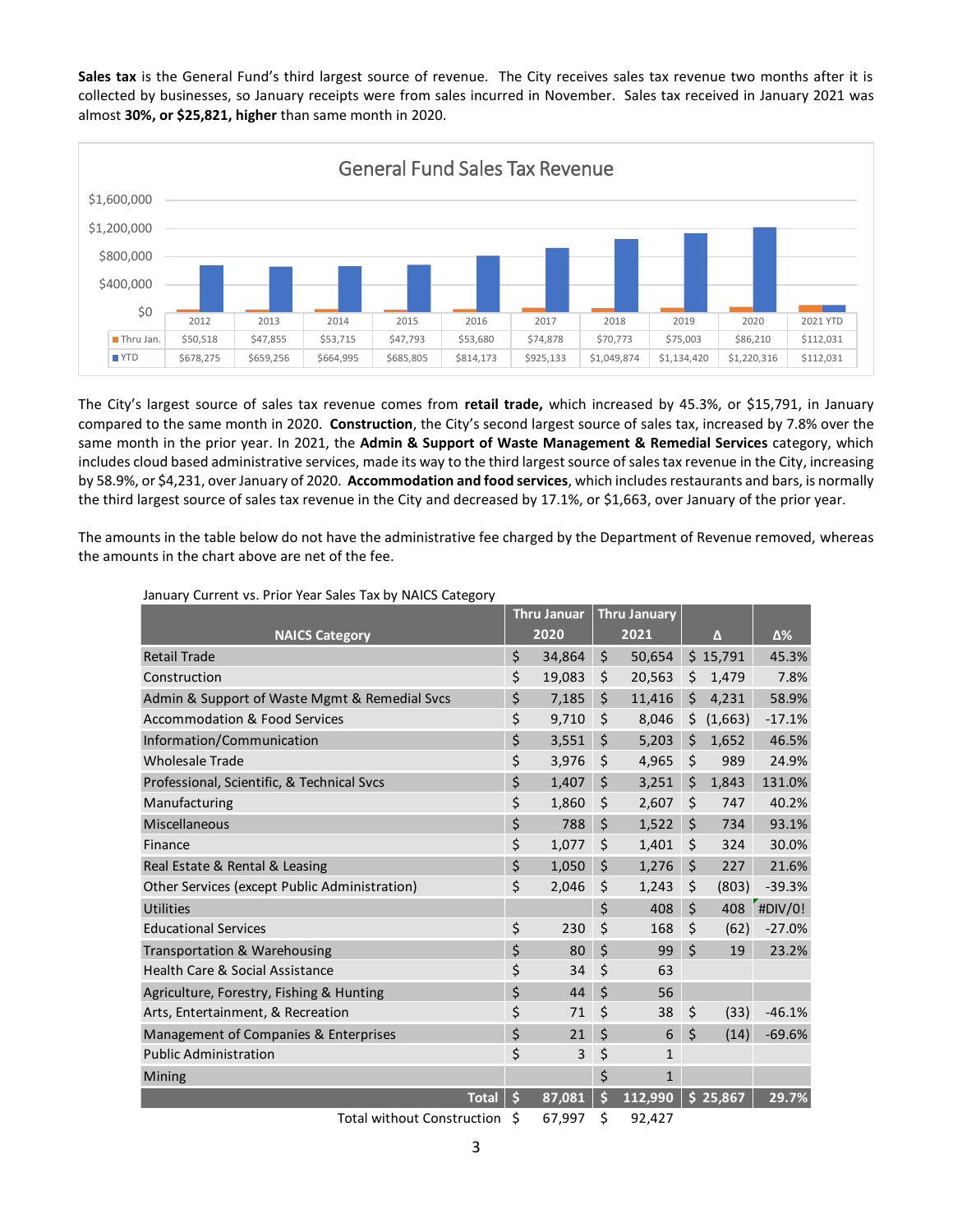**Sales tax** is the General Fund's third largest source of revenue. The City receives sales tax revenue two months after it is collected by businesses, so January receipts were from sales incurred in November. Sales tax received in January 2021 was almost **30%, or $25,821, higher** than same month in 2020.

General Fund Sales Tax Revenue

$1,600,000
$1,200,000
$800,000
$400,000
$0

2012 2013 2014 2015 2016 2017 2018 2019 2020 2021 YTD

Thru Jan. $50,518 $47,855 $53,715 $47,793 $53,680 $74,878 $70,773 $75,003 $86,210 $112,031

YTD $678,275 $659,256 $664,995 $685,805 $814,173 $925,133 $1,049,874 $1,134,420 $1,220,316 $112,031

The City's largest source of sales tax revenue comes from **retail trade,** which increased by 45.3%, or $15,791, in January compared to the same month in 2020. **Construction**, the City's second largest source of sales tax, increased by 7.8% over the same month in the prior year. In 2021, the **Admin & Support of Waste Management & Remedial Services** category, which includes cloud based administrative services, made its way to the third largest source of sales tax revenue in the City, increasing by 58.9%, or $4,231, over January of 2020. **Accommodation and food services**, which includes restaurants and bars, is normally the third largest source of sales tax revenue in the City and decreased by 17.1%, or $1,663, over January of the prior year.

The amounts in the table below do not have the administrative fee charged by the Department of Revenue removed, whereas the amounts in the chart above are net of the fee.

January Current vs. Prior Year Sales Tax by NAICS Category

| NAICS Category | Thru Januar 2020 | Thru January 2021 | Δ | Δ% |
|---|---|---|---|---|
| Retail Trade | $ 34,864 | $ 50,654 | $ 15,791 | 45.3% |
| Construction | $ 19,083 | $ 20,563 | $ 1,479 | 7.8% |
| Admin & Support of Waste Mgmt & Remedial Svcs | $ 7,185 | $ 11,416 | $ 4,231 | 58.9% |
| Accommodation & Food Services | $ 9,710 | $ 8,046 | $ (1,663) | -17.1% |
| Information/Communication | $ 3,551 | $ 5,203 | $ 1,652 | 46.5% |
| Wholesale Trade | $ 3,976 | $ 4,965 | $ 989 | 24.9% |
| Professional, Scientific, & Technical Svcs | $ 1,407 | $ 3,251 | $ 1,843 | 131.0% |
| Manufacturing | $ 1,860 | $ 2,607 | $ 747 | 40.2% |
| Miscellaneous | $ 788 | $ 1,522 | $ 734 | 93.1% |
| Finance | $ 1,077 | $ 1,401 | $ 324 | 30.0% |
| Real Estate & Rental & Leasing | $ 1,050 | $ 1,276 | $ 227 | 21.6% |
| Other Services (except Public Administration) | $ 2,046 | $ 1,243 | $ (803) | -39.3% |
| Utilities | | $ 408 | $ 408 | #DIV/0! |
| Educational Services | $ 230 | $ 168 | $ (62) | -27.0% |
| Transportation & Warehousing | $ 80 | $ 99 | $ 19 | 23.2% |
| Health Care & Social Assistance | $ 34 | $ 63 | | |
| Agriculture, Forestry, Fishing & Hunting | $ 44 | $ 56 | | |
| Arts, Entertainment, & Recreation | $ 71 | $ 38 | $ (33) | -46.1% |
| Management of Companies & Enterprises | $ 21 | $ 6 | $ (14) | -69.6% |
| Public Administration | $ 3 | $ 1 | | |
| Mining | | $ 1 | | |
| **Total** | **$ 87,081** | **$ 112,990** | **$ 25,867** | **29.7%** |
| Total without Construction | $ 67,997 | $ 92,427 | | |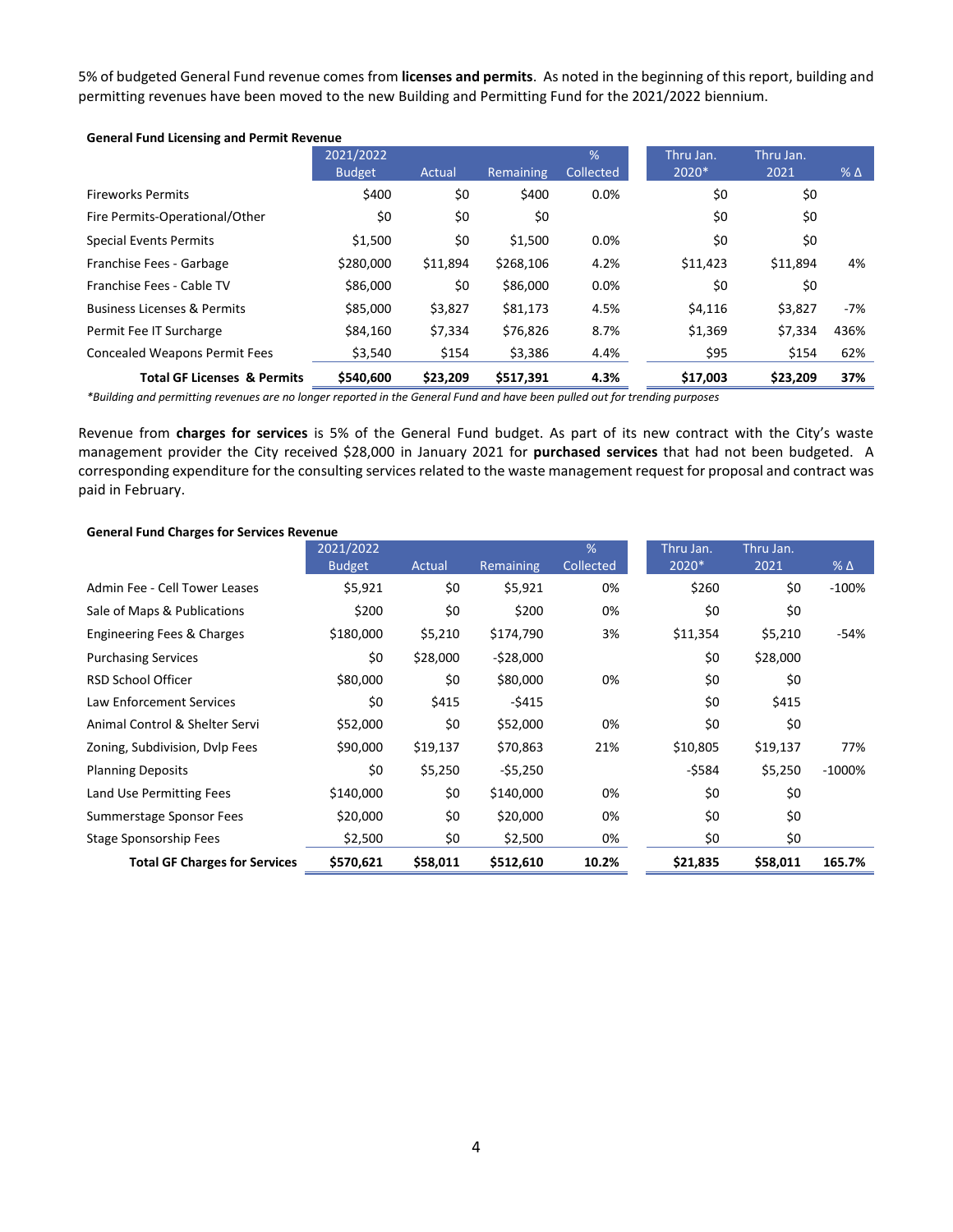5% of budgeted General Fund revenue comes from **licenses and permits**. As noted in the beginning of this report, building and permitting revenues have been moved to the new Building and Permitting Fund for the 2021/2022 biennium.

**General Fund Licensing and Permit Revenue**

| | 2021/2022 Budget | Actual | Remaining | % Collected | Thru Jan. 2020* | Thru Jan. 2021 | % Δ |
|---|---|---|---|---|---|---|---|
| Fireworks Permits | $400 | $0 | $400 | 0.0% | $0 | $0 | |
| Fire Permits-Operational/Other | $0 | $0 | $0 | | $0 | $0 | |
| Special Events Permits | $1,500 | $0 | $1,500 | 0.0% | $0 | $0 | |
| Franchise Fees - Garbage | $280,000 | $11,894 | $268,106 | 4.2% | $11,423 | $11,894 | 4% |
| Franchise Fees - Cable TV | $86,000 | $0 | $86,000 | 0.0% | $0 | $0 | |
| Business Licenses & Permits | $85,000 | $3,827 | $81,173 | 4.5% | $4,116 | $3,827 | -7% |
| Permit Fee IT Surcharge | $84,160 | $7,334 | $76,826 | 8.7% | $1,369 | $7,334 | 436% |
| Concealed Weapons Permit Fees | $3,540 | $154 | $3,386 | 4.4% | $95 | $154 | 62% |
| **Total GF Licenses & Permits** | **$540,600** | **$23,209** | **$517,391** | **4.3%** | **$17,003** | **$23,209** | **37%** |

*\*Building and permitting revenues are no longer reported in the General Fund and have been pulled out for trending purposes*

Revenue from **charges for services** is 5% of the General Fund budget. As part of its new contract with the City's waste management provider the City received $28,000 in January 2021 for **purchased services** that had not been budgeted. A corresponding expenditure for the consulting services related to the waste management request for proposal and contract was paid in February.

**General Fund Charges for Services Revenue**

| | 2021/2022 Budget | Actual | Remaining | % Collected | Thru Jan. 2020* | Thru Jan. 2021 | % Δ |
|---|---|---|---|---|---|---|---|
| Admin Fee - Cell Tower Leases | $5,921 | $0 | $5,921 | 0% | $260 | $0 | -100% |
| Sale of Maps & Publications | $200 | $0 | $200 | 0% | $0 | $0 | |
| Engineering Fees & Charges | $180,000 | $5,210 | $174,790 | 3% | $11,354 | $5,210 | -54% |
| Purchasing Services | $0 | $28,000 | -$28,000 | | $0 | $28,000 | |
| RSD School Officer | $80,000 | $0 | $80,000 | 0% | $0 | $0 | |
| Law Enforcement Services | $0 | $415 | -$415 | | $0 | $415 | |
| Animal Control & Shelter Servi | $52,000 | $0 | $52,000 | 0% | $0 | $0 | |
| Zoning, Subdivision, Dvlp Fees | $90,000 | $19,137 | $70,863 | 21% | $10,805 | $19,137 | 77% |
| Planning Deposits | $0 | $5,250 | -$5,250 | | -$584 | $5,250 | -1000% |
| Land Use Permitting Fees | $140,000 | $0 | $140,000 | 0% | $0 | $0 | |
| Summerstage Sponsor Fees | $20,000 | $0 | $20,000 | 0% | $0 | $0 | |
| Stage Sponsorship Fees | $2,500 | $0 | $2,500 | 0% | $0 | $0 | |
| **Total GF Charges for Services** | **$570,621** | **$58,011** | **$512,610** | **10.2%** | **$21,835** | **$58,011** | **165.7%** |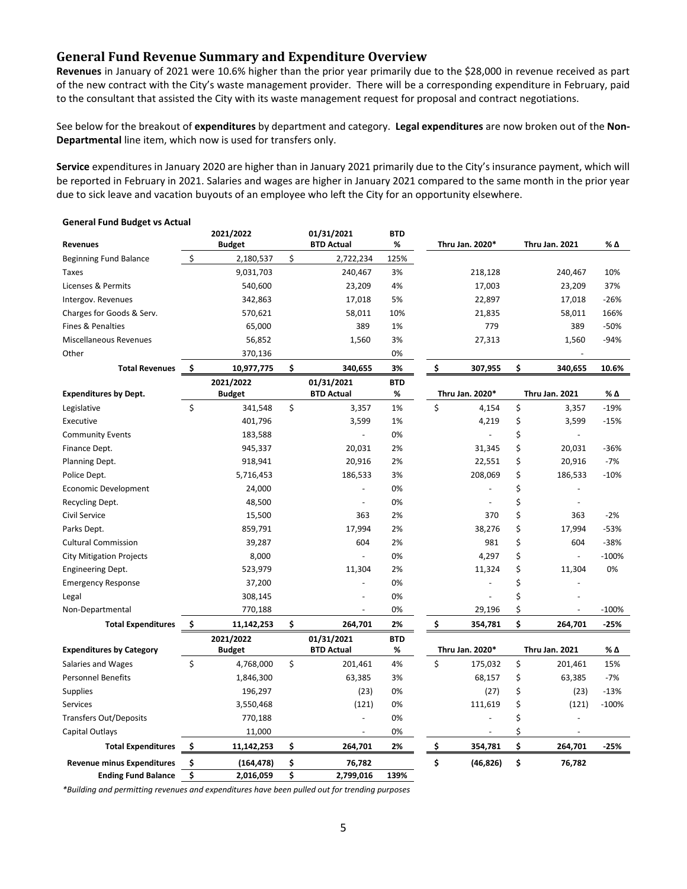## General Fund Revenue Summary and Expenditure Overview

**Revenues** in January of 2021 were 10.6% higher than the prior year primarily due to the $28,000 in revenue received as part of the new contract with the City's waste management provider. There will be a corresponding expenditure in February, paid to the consultant that assisted the City with its waste management request for proposal and contract negotiations.

See below for the breakout of **expenditures** by department and category. **Legal expenditures** are now broken out of the **Non-Departmental** line item, which now is used for transfers only.

**Service** expenditures in January 2020 are higher than in January 2021 primarily due to the City's insurance payment, which will be reported in February in 2021. Salaries and wages are higher in January 2021 compared to the same month in the prior year due to sick leave and vacation buyouts of an employee who left the City for an opportunity elsewhere.

**General Fund Budget vs Actual**

| Revenues | 2021/2022 Budget | 01/31/2021 BTD Actual | BTD % | Thru Jan. 2020* | Thru Jan. 2021 | % Δ |
|---|---|---|---|---|---|---|
| Beginning Fund Balance | $ 2,180,537 | $ 2,722,234 | 125% | | | |
| Taxes | 9,031,703 | 240,467 | 3% | 218,128 | 240,467 | 10% |
| Licenses & Permits | 540,600 | 23,209 | 4% | 17,003 | 23,209 | 37% |
| Intergov. Revenues | 342,863 | 17,018 | 5% | 22,897 | 17,018 | -26% |
| Charges for Goods & Serv. | 570,621 | 58,011 | 10% | 21,835 | 58,011 | 166% |
| Fines & Penalties | 65,000 | 389 | 1% | 779 | 389 | -50% |
| Miscellaneous Revenues | 56,852 | 1,560 | 3% | 27,313 | 1,560 | -94% |
| Other | 370,136 | | 0% | | - | |
| **Total Revenues** | **$ 10,977,775** | **$ 340,655** | **3%** | **$ 307,955** | **$ 340,655** | **10.6%** |

| Expenditures by Dept. | 2021/2022 Budget | 01/31/2021 BTD Actual | BTD % | Thru Jan. 2020* | Thru Jan. 2021 | % Δ |
|---|---|---|---|---|---|---|
| Legislative | $ 341,548 | $ 3,357 | 1% | $ 4,154 | $ 3,357 | -19% |
| Executive | 401,796 | 3,599 | 1% | 4,219 | $ 3,599 | -15% |
| Community Events | 183,588 | - | 0% | - | $ - | |
| Finance Dept. | 945,337 | 20,031 | 2% | 31,345 | $ 20,031 | -36% |
| Planning Dept. | 918,941 | 20,916 | 2% | 22,551 | $ 20,916 | -7% |
| Police Dept. | 5,716,453 | 186,533 | 3% | 208,069 | $ 186,533 | -10% |
| Economic Development | 24,000 | - | 0% | - | $ - | |
| Recycling Dept. | 48,500 | - | 0% | - | $ - | |
| Civil Service | 15,500 | 363 | 2% | 370 | $ 363 | -2% |
| Parks Dept. | 859,791 | 17,994 | 2% | 38,276 | $ 17,994 | -53% |
| Cultural Commission | 39,287 | 604 | 2% | 981 | $ 604 | -38% |
| City Mitigation Projects | 8,000 | - | 0% | 4,297 | $ - | -100% |
| Engineering Dept. | 523,979 | 11,304 | 2% | 11,324 | $ 11,304 | 0% |
| Emergency Response | 37,200 | - | 0% | - | $ - | |
| Legal | 308,145 | - | 0% | - | $ - | |
| Non-Departmental | 770,188 | - | 0% | 29,196 | $ - | -100% |
| **Total Expenditures** | **$ 11,142,253** | **$ 264,701** | **2%** | **$ 354,781** | **$ 264,701** | **-25%** |

| Expenditures by Category | 2021/2022 Budget | 01/31/2021 BTD Actual | BTD % | Thru Jan. 2020* | Thru Jan. 2021 | % Δ |
|---|---|---|---|---|---|---|
| Salaries and Wages | $ 4,768,000 | $ 201,461 | 4% | $ 175,032 | $ 201,461 | 15% |
| Personnel Benefits | 1,846,300 | 63,385 | 3% | 68,157 | $ 63,385 | -7% |
| Supplies | 196,297 | (23) | 0% | (27) | $ (23) | -13% |
| Services | 3,550,468 | (121) | 0% | 111,619 | $ (121) | -100% |
| Transfers Out/Deposits | 770,188 | - | 0% | - | $ - | |
| Capital Outlays | 11,000 | - | 0% | - | $ - | |
| **Total Expenditures** | **$ 11,142,253** | **$ 264,701** | **2%** | **$ 354,781** | **$ 264,701** | **-25%** |
| **Revenue minus Expenditures** | **$ (164,478)** | **$ 76,782** | | **$ (46,826)** | **$ 76,782** | |
| **Ending Fund Balance** | **$ 2,016,059** | **$ 2,799,016** | **139%** | | | |

*\*Building and permitting revenues and expenditures have been pulled out for trending purposes*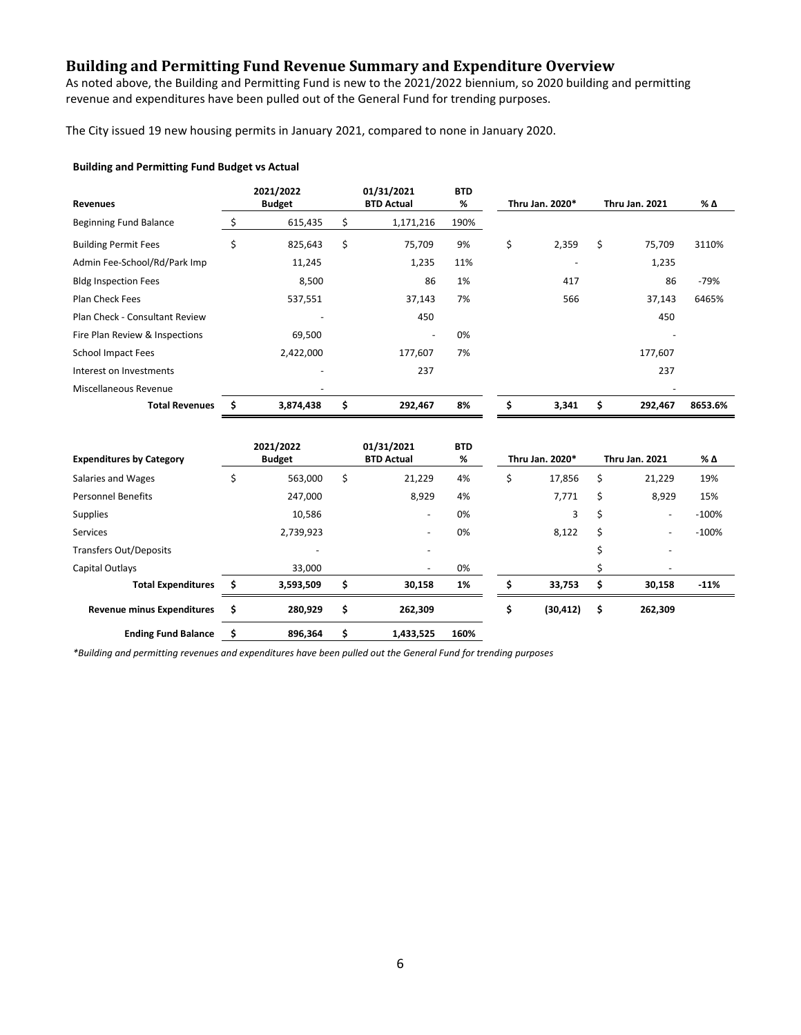## Building and Permitting Fund Revenue Summary and Expenditure Overview

As noted above, the Building and Permitting Fund is new to the 2021/2022 biennium, so 2020 building and permitting revenue and expenditures have been pulled out of the General Fund for trending purposes.

The City issued 19 new housing permits in January 2021, compared to none in January 2020.

**Building and Permitting Fund Budget vs Actual**

| Revenues | 2021/2022 Budget | 01/31/2021 BTD Actual | BTD % | Thru Jan. 2020* | Thru Jan. 2021 | % Δ |
|---|---|---|---|---|---|---|
| Beginning Fund Balance | $ 615,435 | $ 1,171,216 | 190% | | | |
| Building Permit Fees | $ 825,643 | $ 75,709 | 9% | $ 2,359 | $ 75,709 | 3110% |
| Admin Fee-School/Rd/Park Imp | 11,245 | 1,235 | 11% | - | 1,235 | |
| Bldg Inspection Fees | 8,500 | 86 | 1% | 417 | 86 | -79% |
| Plan Check Fees | 537,551 | 37,143 | 7% | 566 | 37,143 | 6465% |
| Plan Check - Consultant Review | - | 450 | | | 450 | |
| Fire Plan Review & Inspections | 69,500 | - | 0% | | - | |
| School Impact Fees | 2,422,000 | 177,607 | 7% | | 177,607 | |
| Interest on Investments | - | 237 | | | 237 | |
| Miscellaneous Revenue | - | | | | - | |
| **Total Revenues** | **$ 3,874,438** | **$ 292,467** | **8%** | **$ 3,341** | **$ 292,467** | **8653.6%** |

| Expenditures by Category | 2021/2022 Budget | 01/31/2021 BTD Actual | BTD % | Thru Jan. 2020* | Thru Jan. 2021 | % Δ |
|---|---|---|---|---|---|---|
| Salaries and Wages | $ 563,000 | $ 21,229 | 4% | $ 17,856 | $ 21,229 | 19% |
| Personnel Benefits | 247,000 | 8,929 | 4% | 7,771 | $ 8,929 | 15% |
| Supplies | 10,586 | - | 0% | 3 | $ - | -100% |
| Services | 2,739,923 | - | 0% | 8,122 | $ - | -100% |
| Transfers Out/Deposits | - | - | | | $ - | |
| Capital Outlays | 33,000 | - | 0% | | $ - | |
| **Total Expenditures** | **$ 3,593,509** | **$ 30,158** | **1%** | **$ 33,753** | **$ 30,158** | **-11%** |
| **Revenue minus Expenditures** | **$ 280,929** | **$ 262,309** | | **$ (30,412)** | **$ 262,309** | |
| **Ending Fund Balance** | **$ 896,364** | **$ 1,433,525** | **160%** | | | |

*\*Building and permitting revenues and expenditures have been pulled out the General Fund for trending purposes*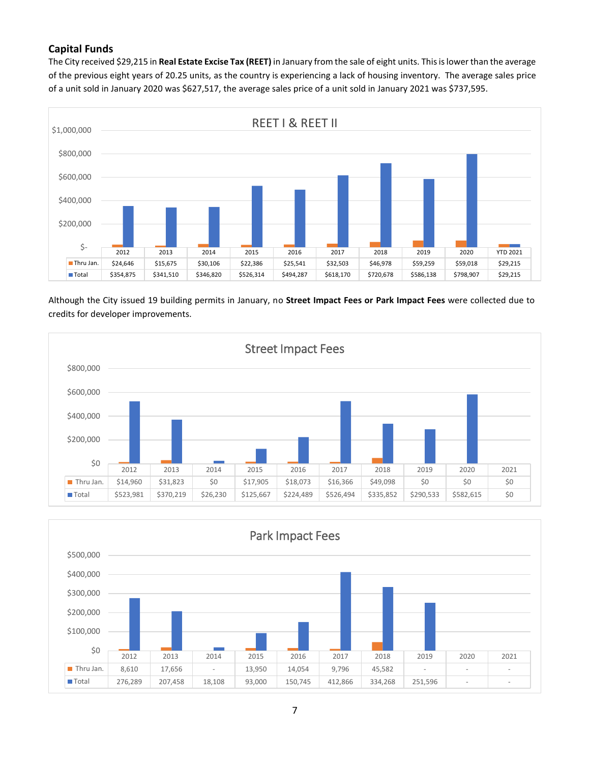## Capital Funds

The City received $29,215 in **Real Estate Excise Tax (REET)** in January from the sale of eight units. This is lower than the average of the previous eight years of 20.25 units, as the country is experiencing a lack of housing inventory. The average sales price of a unit sold in January 2020 was $627,517, the average sales price of a unit sold in January 2021 was $737,595.

REET I & REET II

$1,000,000
$800,000
$600,000
$400,000
$200,000
$-

2012 2013 2014 2015 2016 2017 2018 2019 2020 YTD 2021

Thru Jan. $24,646 $15,675 $30,106 $22,386 $25,541 $32,503 $46,978 $59,259 $59,018 $29,215

Total $354,875 $341,510 $346,820 $526,314 $494,287 $618,170 $720,678 $586,138 $798,907 $29,215

Although the City issued 19 building permits in January, no **Street Impact Fees or Park Impact Fees** were collected due to credits for developer improvements.

Street Impact Fees

$800,000
$600,000
$400,000
$200,000
$0

2012 2013 2014 2015 2016 2017 2018 2019 2020 2021

Thru Jan. $14,960 $31,823 $0 $17,905 $18,073 $16,366 $49,098 $0 $0 $0

Total $523,981 $370,219 $26,230 $125,667 $224,489 $526,494 $335,852 $290,533 $582,615 $0

Park Impact Fees

$500,000
$400,000
$300,000
$200,000
$100,000
$0

2012 2013 2014 2015 2016 2017 2018 2019 2020 2021

Thru Jan. 8,610 17,656 - 13,950 14,054 9,796 45,582 - - -

Total 276,289 207,458 18,108 93,000 150,745 412,866 334,268 251,596 - -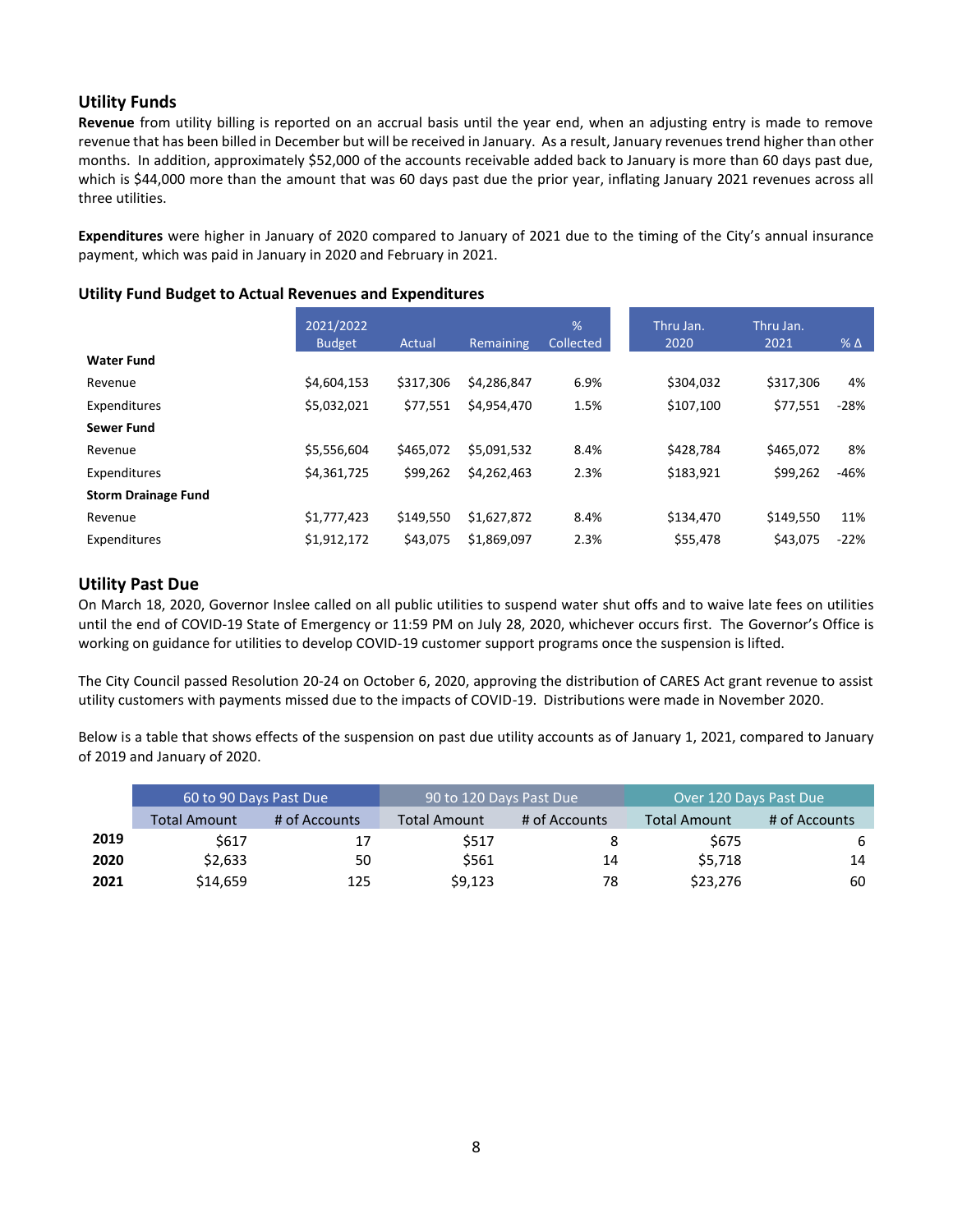## Utility Funds

**Revenue** from utility billing is reported on an accrual basis until the year end, when an adjusting entry is made to remove revenue that has been billed in December but will be received in January. As a result, January revenues trend higher than other months. In addition, approximately $52,000 of the accounts receivable added back to January is more than 60 days past due, which is $44,000 more than the amount that was 60 days past due the prior year, inflating January 2021 revenues across all three utilities.

**Expenditures** were higher in January of 2020 compared to January of 2021 due to the timing of the City's annual insurance payment, which was paid in January in 2020 and February in 2021.

### Utility Fund Budget to Actual Revenues and Expenditures

| | 2021/2022 Budget | Actual | Remaining | % Collected | Thru Jan. 2020 | Thru Jan. 2021 | % Δ |
|---|---|---|---|---|---|---|---|
| **Water Fund** | | | | | | | |
| Revenue | $4,604,153 | $317,306 | $4,286,847 | 6.9% | $304,032 | $317,306 | 4% |
| Expenditures | $5,032,021 | $77,551 | $4,954,470 | 1.5% | $107,100 | $77,551 | -28% |
| **Sewer Fund** | | | | | | | |
| Revenue | $5,556,604 | $465,072 | $5,091,532 | 8.4% | $428,784 | $465,072 | 8% |
| Expenditures | $4,361,725 | $99,262 | $4,262,463 | 2.3% | $183,921 | $99,262 | -46% |
| **Storm Drainage Fund** | | | | | | | |
| Revenue | $1,777,423 | $149,550 | $1,627,872 | 8.4% | $134,470 | $149,550 | 11% |
| Expenditures | $1,912,172 | $43,075 | $1,869,097 | 2.3% | $55,478 | $43,075 | -22% |

## Utility Past Due

On March 18, 2020, Governor Inslee called on all public utilities to suspend water shut offs and to waive late fees on utilities until the end of COVID-19 State of Emergency or 11:59 PM on July 28, 2020, whichever occurs first. The Governor's Office is working on guidance for utilities to develop COVID-19 customer support programs once the suspension is lifted.

The City Council passed Resolution 20-24 on October 6, 2020, approving the distribution of CARES Act grant revenue to assist utility customers with payments missed due to the impacts of COVID-19. Distributions were made in November 2020.

Below is a table that shows effects of the suspension on past due utility accounts as of January 1, 2021, compared to January of 2019 and January of 2020.

| | 60 to 90 Days Past Due | | 90 to 120 Days Past Due | | Over 120 Days Past Due | |
|---|---|---|---|---|---|---|
| | Total Amount | # of Accounts | Total Amount | # of Accounts | Total Amount | # of Accounts |
| **2019** | $617 | 17 | $517 | 8 | $675 | 6 |
| **2020** | $2,633 | 50 | $561 | 14 | $5,718 | 14 |
| **2021** | $14,659 | 125 | $9,123 | 78 | $23,276 | 60 |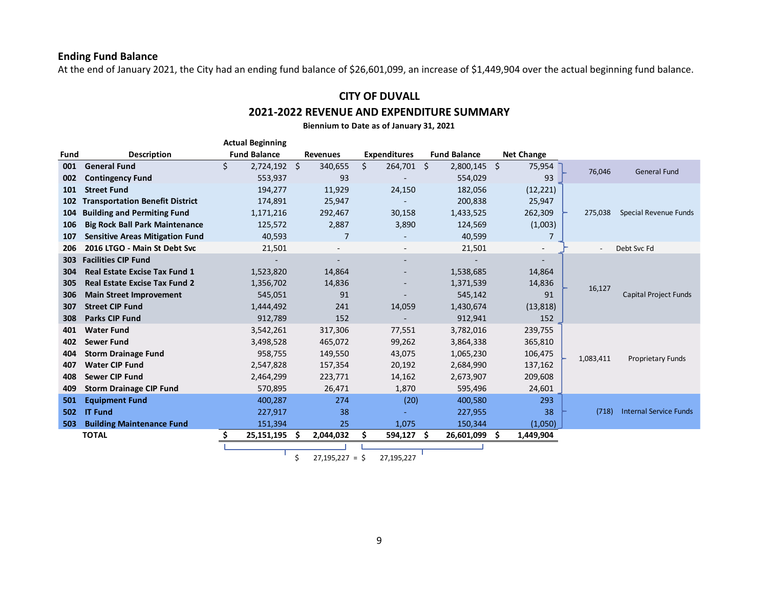## Ending Fund Balance

At the end of January 2021, the City had an ending fund balance of $26,601,099, an increase of $1,449,904 over the actual beginning fund balance.

**CITY OF DUVALL**

**2021-2022 REVENUE AND EXPENDITURE SUMMARY**

**Biennium to Date as of January 31, 2021**

| Fund | Description | Actual Beginning Fund Balance | Revenues | Expenditures | Fund Balance | Net Change | | |
|---|---|---|---|---|---|---|---|---|
| 001 | General Fund | $ 2,724,192 | $ 340,655 | $ 264,701 | $ 2,800,145 | $ 75,954 | 76,046 | General Fund |
| 002 | Contingency Fund | 553,937 | 93 | - | 554,029 | 93 | | |
| 101 | Street Fund | 194,277 | 11,929 | 24,150 | 182,056 | (12,221) | 275,038 | Special Revenue Funds |
| 102 | Transportation Benefit District | 174,891 | 25,947 | - | 200,838 | 25,947 | | |
| 104 | Building and Permiting Fund | 1,171,216 | 292,467 | 30,158 | 1,433,525 | 262,309 | | |
| 106 | Big Rock Ball Park Maintenance | 125,572 | 2,887 | 3,890 | 124,569 | (1,003) | | |
| 107 | Sensitive Areas Mitigation Fund | 40,593 | 7 | - | 40,599 | 7 | | |
| 206 | 2016 LTGO - Main St Debt Svc | 21,501 | - | - | 21,501 | - | - | Debt Svc Fd |
| 303 | Facilities CIP Fund | - | - | - | - | - | 16,127 | Capital Project Funds |
| 304 | Real Estate Excise Tax Fund 1 | 1,523,820 | 14,864 | - | 1,538,685 | 14,864 | | |
| 305 | Real Estate Excise Tax Fund 2 | 1,356,702 | 14,836 | - | 1,371,539 | 14,836 | | |
| 306 | Main Street Improvement | 545,051 | 91 | - | 545,142 | 91 | | |
| 307 | Street CIP Fund | 1,444,492 | 241 | 14,059 | 1,430,674 | (13,818) | | |
| 308 | Parks CIP Fund | 912,789 | 152 | - | 912,941 | 152 | | |
| 401 | Water Fund | 3,542,261 | 317,306 | 77,551 | 3,782,016 | 239,755 | 1,083,411 | Proprietary Funds |
| 402 | Sewer Fund | 3,498,528 | 465,072 | 99,262 | 3,864,338 | 365,810 | | |
| 404 | Storm Drainage Fund | 958,755 | 149,550 | 43,075 | 1,065,230 | 106,475 | | |
| 407 | Water CIP Fund | 2,547,828 | 157,354 | 20,192 | 2,684,990 | 137,162 | | |
| 408 | Sewer CIP Fund | 2,464,299 | 223,771 | 14,162 | 2,673,907 | 209,608 | | |
| 409 | Storm Drainage CIP Fund | 570,895 | 26,471 | 1,870 | 595,496 | 24,601 | | |
| 501 | Equipment Fund | 400,287 | 274 | (20) | 400,580 | 293 | (718) | Internal Service Funds |
| 502 | IT Fund | 227,917 | 38 | - | 227,955 | 38 | | |
| 503 | Building Maintenance Fund | 151,394 | 25 | 1,075 | 150,344 | (1,050) | | |
| | **TOTAL** | **$ 25,151,195** | **$ 2,044,032** | **$ 594,127** | **$ 26,601,099** | **$ 1,449,904** | | |

$ 27,195,227 = $ 27,195,227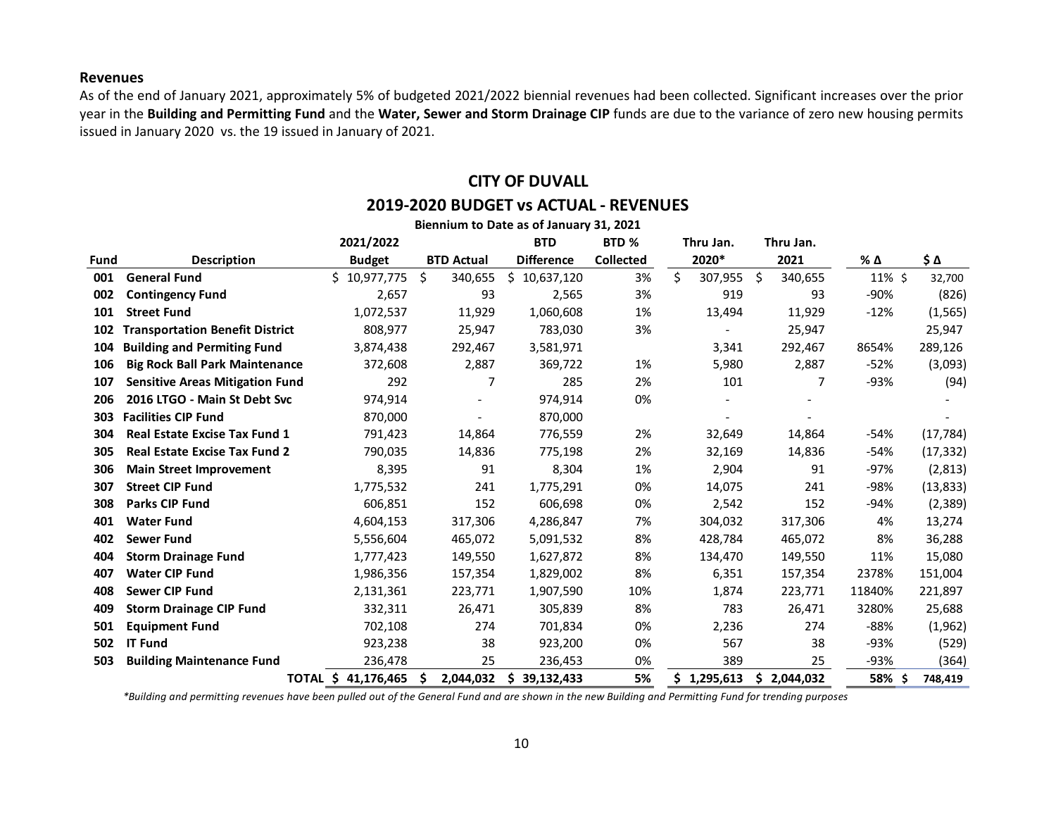## Revenues

As of the end of January 2021, approximately 5% of budgeted 2021/2022 biennial revenues had been collected. Significant increases over the prior year in the **Building and Permitting Fund** and the **Water, Sewer and Storm Drainage CIP** funds are due to the variance of zero new housing permits issued in January 2020 vs. the 19 issued in January of 2021.

## CITY OF DUVALL

### 2019-2020 BUDGET vs ACTUAL - REVENUES

**Biennium to Date as of January 31, 2021**

| Fund | Description | 2021/2022 Budget | BTD Actual | BTD Difference | BTD % Collected | Thru Jan. 2020* | Thru Jan. 2021 | % Δ | $ Δ |
|---|---|---|---|---|---|---|---|---|---|
| 001 | **General Fund** | $ 10,977,775 | $ 340,655 | $ 10,637,120 | 3% | $ 307,955 | $ 340,655 | 11% | $ 32,700 |
| 002 | **Contingency Fund** | 2,657 | 93 | 2,565 | 3% | 919 | 93 | -90% | (826) |
| 101 | **Street Fund** | 1,072,537 | 11,929 | 1,060,608 | 1% | 13,494 | 11,929 | -12% | (1,565) |
| 102 | **Transportation Benefit District** | 808,977 | 25,947 | 783,030 | 3% | - | 25,947 | | 25,947 |
| 104 | **Building and Permiting Fund** | 3,874,438 | 292,467 | 3,581,971 | | 3,341 | 292,467 | 8654% | 289,126 |
| 106 | **Big Rock Ball Park Maintenance** | 372,608 | 2,887 | 369,722 | 1% | 5,980 | 2,887 | -52% | (3,093) |
| 107 | **Sensitive Areas Mitigation Fund** | 292 | 7 | 285 | 2% | 101 | 7 | -93% | (94) |
| 206 | **2016 LTGO - Main St Debt Svc** | 974,914 | - | 974,914 | 0% | - | - | | - |
| 303 | **Facilities CIP Fund** | 870,000 | - | 870,000 | | - | - | | - |
| 304 | **Real Estate Excise Tax Fund 1** | 791,423 | 14,864 | 776,559 | 2% | 32,649 | 14,864 | -54% | (17,784) |
| 305 | **Real Estate Excise Tax Fund 2** | 790,035 | 14,836 | 775,198 | 2% | 32,169 | 14,836 | -54% | (17,332) |
| 306 | **Main Street Improvement** | 8,395 | 91 | 8,304 | 1% | 2,904 | 91 | -97% | (2,813) |
| 307 | **Street CIP Fund** | 1,775,532 | 241 | 1,775,291 | 0% | 14,075 | 241 | -98% | (13,833) |
| 308 | **Parks CIP Fund** | 606,851 | 152 | 606,698 | 0% | 2,542 | 152 | -94% | (2,389) |
| 401 | **Water Fund** | 4,604,153 | 317,306 | 4,286,847 | 7% | 304,032 | 317,306 | 4% | 13,274 |
| 402 | **Sewer Fund** | 5,556,604 | 465,072 | 5,091,532 | 8% | 428,784 | 465,072 | 8% | 36,288 |
| 404 | **Storm Drainage Fund** | 1,777,423 | 149,550 | 1,627,872 | 8% | 134,470 | 149,550 | 11% | 15,080 |
| 407 | **Water CIP Fund** | 1,986,356 | 157,354 | 1,829,002 | 8% | 6,351 | 157,354 | 2378% | 151,004 |
| 408 | **Sewer CIP Fund** | 2,131,361 | 223,771 | 1,907,590 | 10% | 1,874 | 223,771 | 11840% | 221,897 |
| 409 | **Storm Drainage CIP Fund** | 332,311 | 26,471 | 305,839 | 8% | 783 | 26,471 | 3280% | 25,688 |
| 501 | **Equipment Fund** | 702,108 | 274 | 701,834 | 0% | 2,236 | 274 | -88% | (1,962) |
| 502 | **IT Fund** | 923,238 | 38 | 923,200 | 0% | 567 | 38 | -93% | (529) |
| 503 | **Building Maintenance Fund** | 236,478 | 25 | 236,453 | 0% | 389 | 25 | -93% | (364) |
| | **TOTAL** | **$ 41,176,465** | **$ 2,044,032** | **$ 39,132,433** | **5%** | **$ 1,295,613** | **$ 2,044,032** | **58%** | **$ 748,419** |

*\*Building and permitting revenues have been pulled out of the General Fund and are shown in the new Building and Permitting Fund for trending purposes*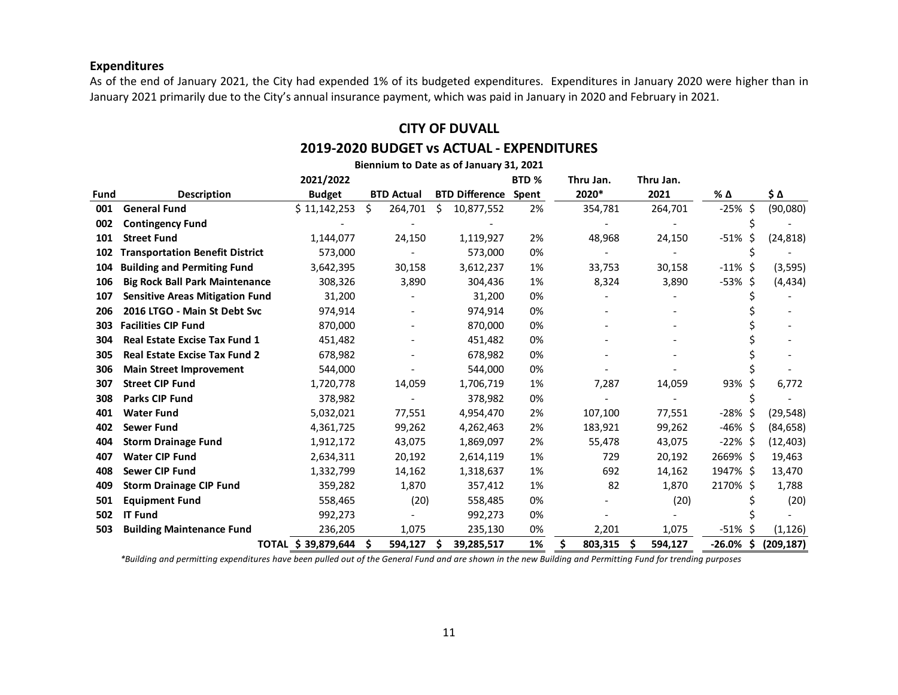## Expenditures

As of the end of January 2021, the City had expended 1% of its budgeted expenditures. Expenditures in January 2020 were higher than in January 2021 primarily due to the City's annual insurance payment, which was paid in January in 2020 and February in 2021.

## CITY OF DUVALL

## 2019-2020 BUDGET vs ACTUAL - EXPENDITURES

**Biennium to Date as of January 31, 2021**

| Fund | Description | 2021/2022 Budget | BTD Actual | BTD Difference | BTD % Spent | Thru Jan. 2020* | Thru Jan. 2021 | % Δ | $ Δ |
|---|---|---|---|---|---|---|---|---|---|
| 001 | General Fund | $ 11,142,253 | $ 264,701 | $ 10,877,552 | 2% | 354,781 | 264,701 | -25% | $ (90,080) |
| 002 | Contingency Fund | - | - | - | | - | - | | $ - |
| 101 | Street Fund | 1,144,077 | 24,150 | 1,119,927 | 2% | 48,968 | 24,150 | -51% | $ (24,818) |
| 102 | Transportation Benefit District | 573,000 | - | 573,000 | 0% | - | - | | $ - |
| 104 | Building and Permiting Fund | 3,642,395 | 30,158 | 3,612,237 | 1% | 33,753 | 30,158 | -11% | $ (3,595) |
| 106 | Big Rock Ball Park Maintenance | 308,326 | 3,890 | 304,436 | 1% | 8,324 | 3,890 | -53% | $ (4,434) |
| 107 | Sensitive Areas Mitigation Fund | 31,200 | - | 31,200 | 0% | - | - | | $ - |
| 206 | 2016 LTGO - Main St Debt Svc | 974,914 | - | 974,914 | 0% | - | - | | $ - |
| 303 | Facilities CIP Fund | 870,000 | - | 870,000 | 0% | - | - | | $ - |
| 304 | Real Estate Excise Tax Fund 1 | 451,482 | - | 451,482 | 0% | - | - | | $ - |
| 305 | Real Estate Excise Tax Fund 2 | 678,982 | - | 678,982 | 0% | - | - | | $ - |
| 306 | Main Street Improvement | 544,000 | - | 544,000 | 0% | - | - | | $ - |
| 307 | Street CIP Fund | 1,720,778 | 14,059 | 1,706,719 | 1% | 7,287 | 14,059 | 93% | $ 6,772 |
| 308 | Parks CIP Fund | 378,982 | - | 378,982 | 0% | - | - | | $ - |
| 401 | Water Fund | 5,032,021 | 77,551 | 4,954,470 | 2% | 107,100 | 77,551 | -28% | $ (29,548) |
| 402 | Sewer Fund | 4,361,725 | 99,262 | 4,262,463 | 2% | 183,921 | 99,262 | -46% | $ (84,658) |
| 404 | Storm Drainage Fund | 1,912,172 | 43,075 | 1,869,097 | 2% | 55,478 | 43,075 | -22% | $ (12,403) |
| 407 | Water CIP Fund | 2,634,311 | 20,192 | 2,614,119 | 1% | 729 | 20,192 | 2669% | $ 19,463 |
| 408 | Sewer CIP Fund | 1,332,799 | 14,162 | 1,318,637 | 1% | 692 | 14,162 | 1947% | $ 13,470 |
| 409 | Storm Drainage CIP Fund | 359,282 | 1,870 | 357,412 | 1% | 82 | 1,870 | 2170% | $ 1,788 |
| 501 | Equipment Fund | 558,465 | (20) | 558,485 | 0% | - | (20) | | $ (20) |
| 502 | IT Fund | 992,273 | - | 992,273 | 0% | - | - | | $ - |
| 503 | Building Maintenance Fund | 236,205 | 1,075 | 235,130 | 0% | 2,201 | 1,075 | -51% | $ (1,126) |
| | **TOTAL** | **$ 39,879,644** | **$ 594,127** | **$ 39,285,517** | **1%** | **$ 803,315** | **$ 594,127** | **-26.0%** | **$ (209,187)** |

*\*Building and permitting expenditures have been pulled out of the General Fund and are shown in the new Building and Permitting Fund for trending purposes*